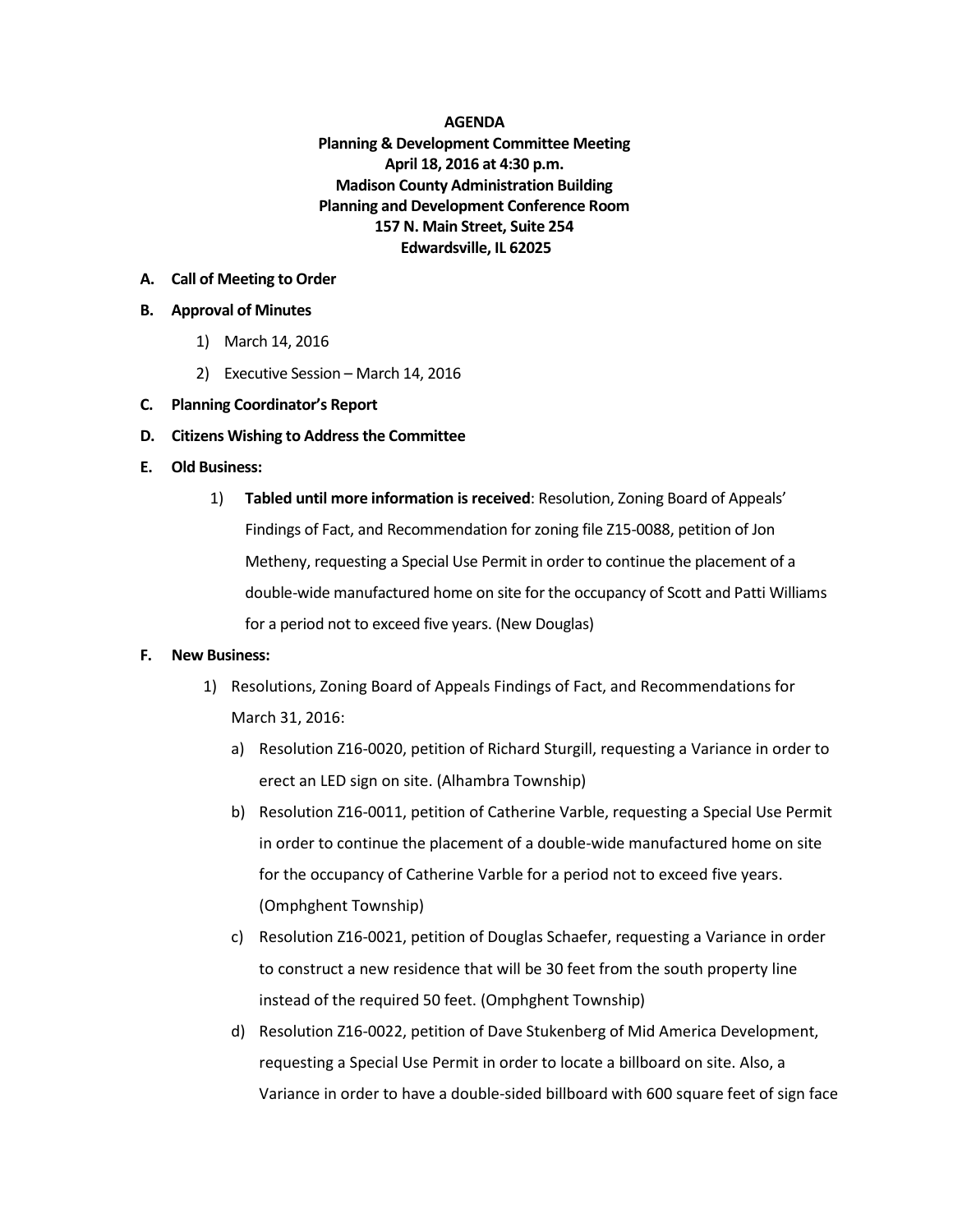**AGENDA**
**Planning & Development Committee Meeting**
**April 18, 2016 at 4:30 p.m.**
**Madison County Administration Building**
**Planning and Development Conference Room**
**157 N. Main Street, Suite 254**
**Edwardsville, IL 62025**

**A. Call of Meeting to Order**

**B. Approval of Minutes**

1) March 14, 2016
2) Executive Session – March 14, 2016

**C. Planning Coordinator's Report**

**D. Citizens Wishing to Address the Committee**

**E. Old Business:**

1) **Tabled until more information is received**: Resolution, Zoning Board of Appeals' Findings of Fact, and Recommendation for zoning file Z15-0088, petition of Jon Metheny, requesting a Special Use Permit in order to continue the placement of a double-wide manufactured home on site for the occupancy of Scott and Patti Williams for a period not to exceed five years. (New Douglas)

**F. New Business:**

1) Resolutions, Zoning Board of Appeals Findings of Fact, and Recommendations for March 31, 2016:
   a) Resolution Z16-0020, petition of Richard Sturgill, requesting a Variance in order to erect an LED sign on site. (Alhambra Township)
   b) Resolution Z16-0011, petition of Catherine Varble, requesting a Special Use Permit in order to continue the placement of a double-wide manufactured home on site for the occupancy of Catherine Varble for a period not to exceed five years. (Omphghent Township)
   c) Resolution Z16-0021, petition of Douglas Schaefer, requesting a Variance in order to construct a new residence that will be 30 feet from the south property line instead of the required 50 feet. (Omphghent Township)
   d) Resolution Z16-0022, petition of Dave Stukenberg of Mid America Development, requesting a Special Use Permit in order to locate a billboard on site. Also, a Variance in order to have a double-sided billboard with 600 square feet of sign face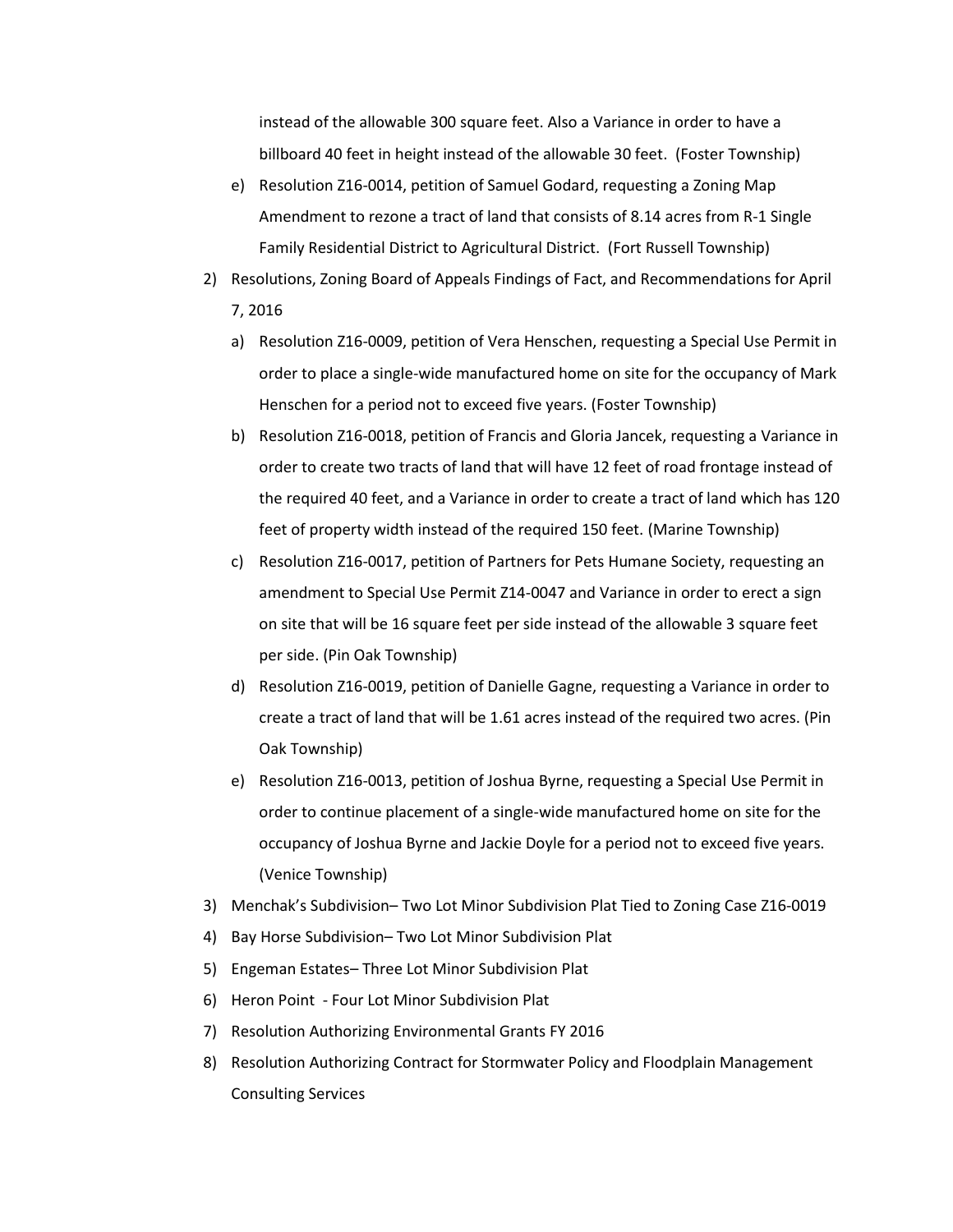instead of the allowable 300 square feet. Also a Variance in order to have a billboard 40 feet in height instead of the allowable 30 feet. (Foster Township)

   e) Resolution Z16-0014, petition of Samuel Godard, requesting a Zoning Map Amendment to rezone a tract of land that consists of 8.14 acres from R-1 Single Family Residential District to Agricultural District. (Fort Russell Township)

2) Resolutions, Zoning Board of Appeals Findings of Fact, and Recommendations for April 7, 2016

   a) Resolution Z16-0009, petition of Vera Henschen, requesting a Special Use Permit in order to place a single-wide manufactured home on site for the occupancy of Mark Henschen for a period not to exceed five years. (Foster Township)

   b) Resolution Z16-0018, petition of Francis and Gloria Jancek, requesting a Variance in order to create two tracts of land that will have 12 feet of road frontage instead of the required 40 feet, and a Variance in order to create a tract of land which has 120 feet of property width instead of the required 150 feet. (Marine Township)

   c) Resolution Z16-0017, petition of Partners for Pets Humane Society, requesting an amendment to Special Use Permit Z14-0047 and Variance in order to erect a sign on site that will be 16 square feet per side instead of the allowable 3 square feet per side. (Pin Oak Township)

   d) Resolution Z16-0019, petition of Danielle Gagne, requesting a Variance in order to create a tract of land that will be 1.61 acres instead of the required two acres. (Pin Oak Township)

   e) Resolution Z16-0013, petition of Joshua Byrne, requesting a Special Use Permit in order to continue placement of a single-wide manufactured home on site for the occupancy of Joshua Byrne and Jackie Doyle for a period not to exceed five years. (Venice Township)

3) Menchak's Subdivision– Two Lot Minor Subdivision Plat Tied to Zoning Case Z16-0019

4) Bay Horse Subdivision– Two Lot Minor Subdivision Plat

5) Engeman Estates– Three Lot Minor Subdivision Plat

6) Heron Point - Four Lot Minor Subdivision Plat

7) Resolution Authorizing Environmental Grants FY 2016

8) Resolution Authorizing Contract for Stormwater Policy and Floodplain Management Consulting Services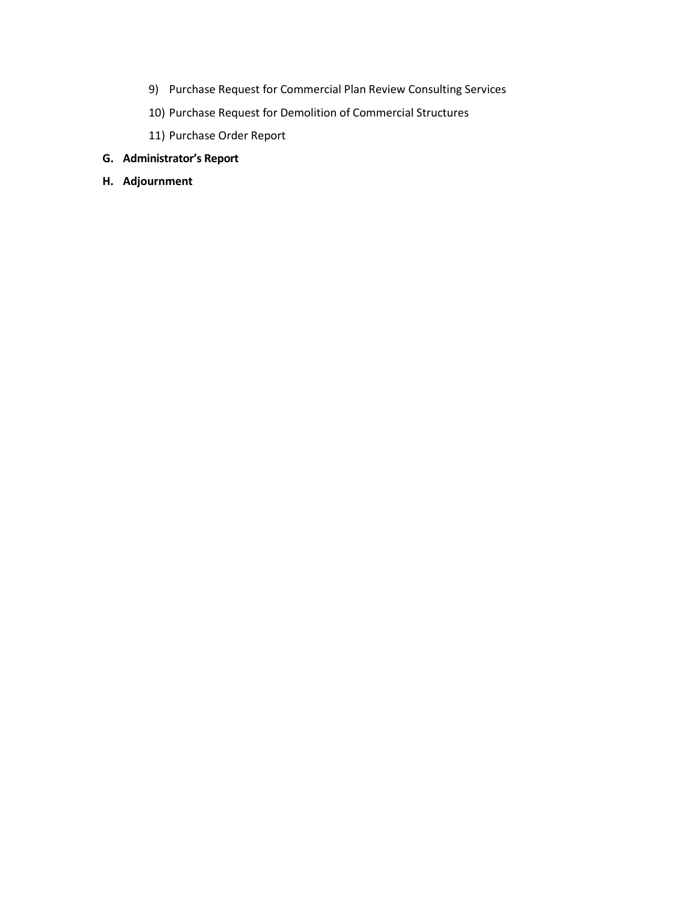9) Purchase Request for Commercial Plan Review Consulting Services

10) Purchase Request for Demolition of Commercial Structures

11) Purchase Order Report

**G. Administrator's Report**

**H. Adjournment**